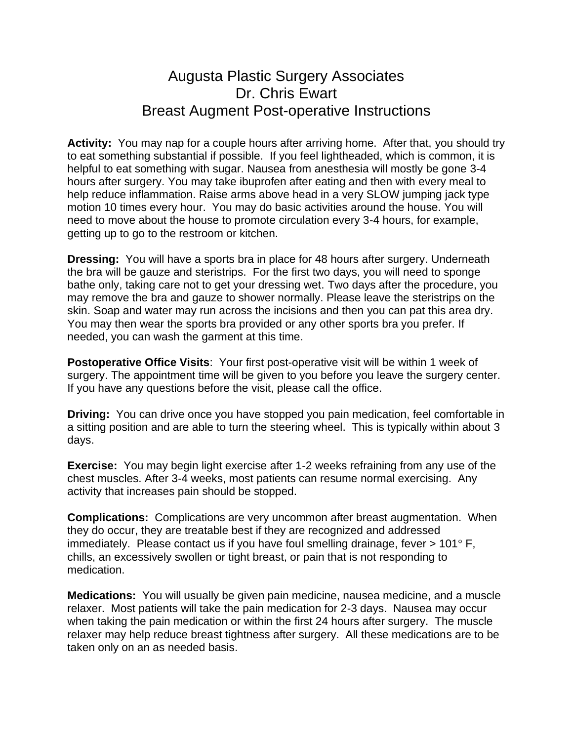# Augusta Plastic Surgery Associates
# Dr. Chris Ewart
# Breast Augment Post-operative Instructions

**Activity:** You may nap for a couple hours after arriving home. After that, you should try to eat something substantial if possible. If you feel lightheaded, which is common, it is helpful to eat something with sugar. Nausea from anesthesia will mostly be gone 3-4 hours after surgery. You may take ibuprofen after eating and then with every meal to help reduce inflammation. Raise arms above head in a very SLOW jumping jack type motion 10 times every hour. You may do basic activities around the house. You will need to move about the house to promote circulation every 3-4 hours, for example, getting up to go to the restroom or kitchen.

**Dressing:** You will have a sports bra in place for 48 hours after surgery. Underneath the bra will be gauze and steristrips. For the first two days, you will need to sponge bathe only, taking care not to get your dressing wet. Two days after the procedure, you may remove the bra and gauze to shower normally. Please leave the steristrips on the skin. Soap and water may run across the incisions and then you can pat this area dry. You may then wear the sports bra provided or any other sports bra you prefer. If needed, you can wash the garment at this time.

**Postoperative Office Visits**: Your first post-operative visit will be within 1 week of surgery. The appointment time will be given to you before you leave the surgery center. If you have any questions before the visit, please call the office.

**Driving:** You can drive once you have stopped you pain medication, feel comfortable in a sitting position and are able to turn the steering wheel. This is typically within about 3 days.

**Exercise:** You may begin light exercise after 1-2 weeks refraining from any use of the chest muscles. After 3-4 weeks, most patients can resume normal exercising. Any activity that increases pain should be stopped.

**Complications:** Complications are very uncommon after breast augmentation. When they do occur, they are treatable best if they are recognized and addressed immediately. Please contact us if you have foul smelling drainage, fever > 101° F, chills, an excessively swollen or tight breast, or pain that is not responding to medication.

**Medications:** You will usually be given pain medicine, nausea medicine, and a muscle relaxer. Most patients will take the pain medication for 2-3 days. Nausea may occur when taking the pain medication or within the first 24 hours after surgery. The muscle relaxer may help reduce breast tightness after surgery. All these medications are to be taken only on an as needed basis.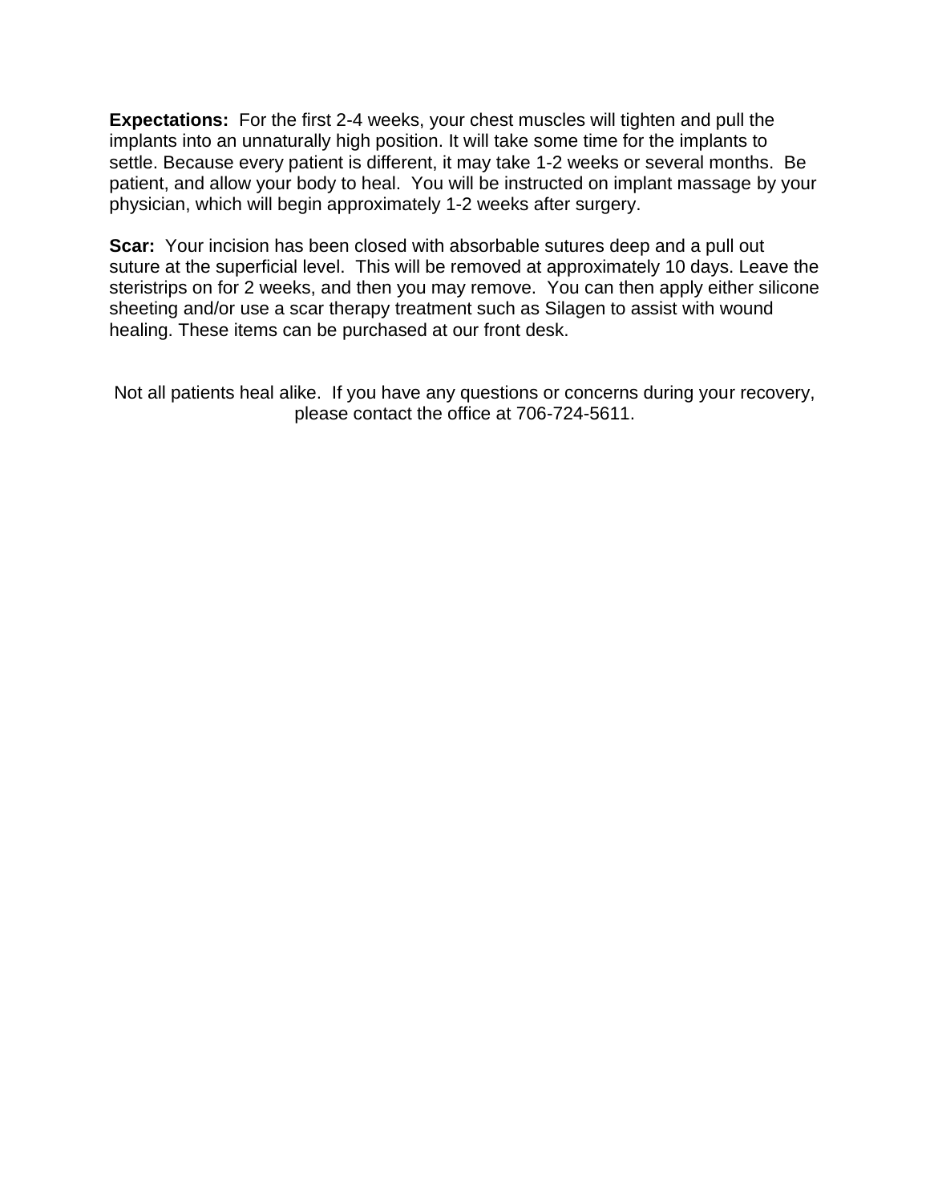**Expectations:** For the first 2-4 weeks, your chest muscles will tighten and pull the implants into an unnaturally high position. It will take some time for the implants to settle. Because every patient is different, it may take 1-2 weeks or several months. Be patient, and allow your body to heal. You will be instructed on implant massage by your physician, which will begin approximately 1-2 weeks after surgery.

**Scar:** Your incision has been closed with absorbable sutures deep and a pull out suture at the superficial level. This will be removed at approximately 10 days. Leave the steristrips on for 2 weeks, and then you may remove. You can then apply either silicone sheeting and/or use a scar therapy treatment such as Silagen to assist with wound healing. These items can be purchased at our front desk.

Not all patients heal alike. If you have any questions or concerns during your recovery, please contact the office at 706-724-5611.